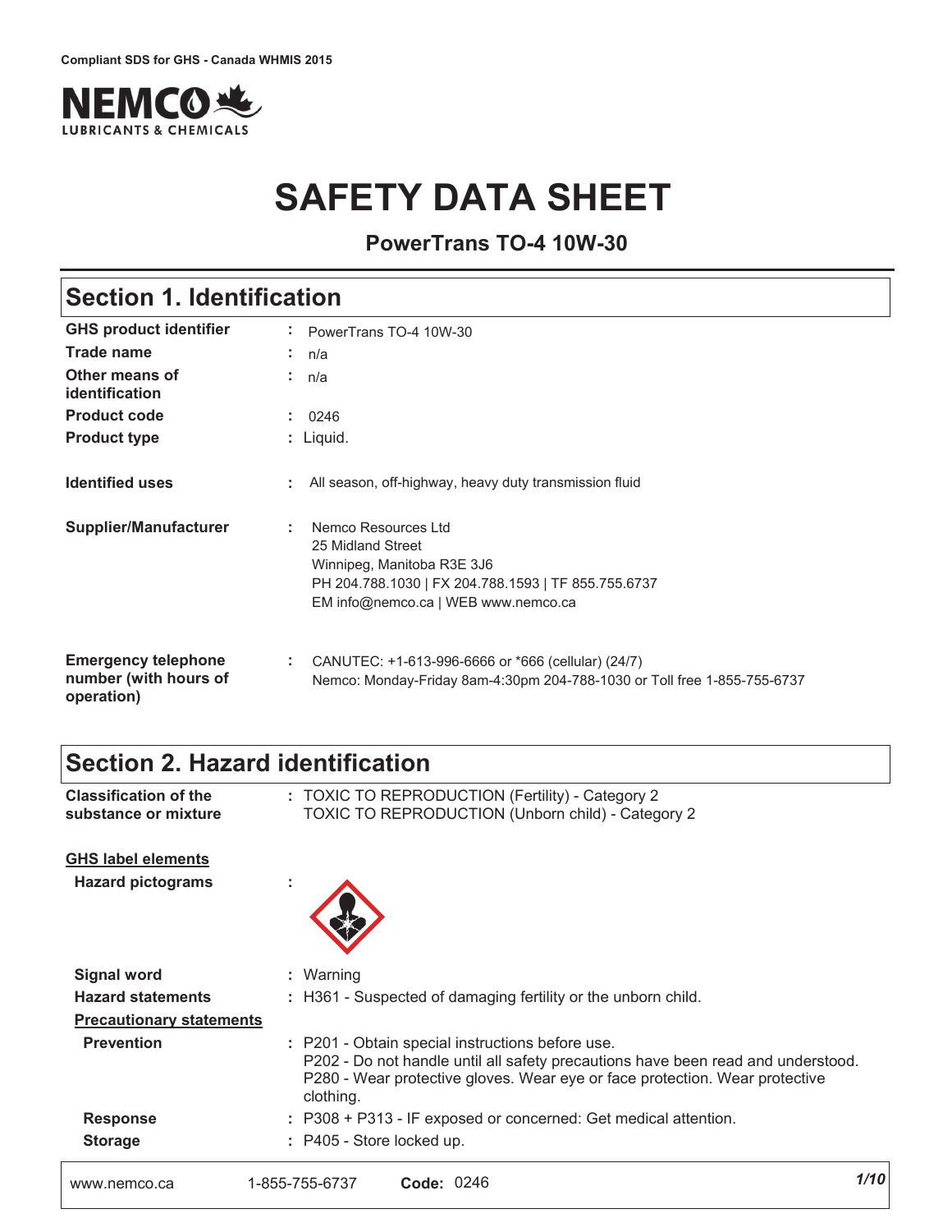Compliant SDS for GHS - Canada WHMIS 2015

NEMCO LUBRICANTS & CHEMICALS

# SAFETY DATA SHEET

**PowerTrans TO-4 10W-30**

## Section 1. Identification

| | |
|---|---|
| **GHS product identifier** | : PowerTrans TO-4 10W-30 |
| **Trade name** | : n/a |
| **Other means of identification** | : n/a |
| **Product code** | : 0246 |
| **Product type** | : Liquid. |
| **Identified uses** | : All season, off-highway, heavy duty transmission fluid |
| **Supplier/Manufacturer** | : Nemco Resources Ltd<br>25 Midland Street<br>Winnipeg, Manitoba R3E 3J6<br>PH 204.788.1030 \| FX 204.788.1593 \| TF 855.755.6737<br>EM info@nemco.ca \| WEB www.nemco.ca |
| **Emergency telephone number (with hours of operation)** | : CANUTEC: +1-613-996-6666 or *666 (cellular) (24/7)<br>Nemco: Monday-Friday 8am-4:30pm 204-788-1030 or Toll free 1-855-755-6737 |

## Section 2. Hazard identification

| | |
|---|---|
| **Classification of the substance or mixture** | : TOXIC TO REPRODUCTION (Fertility) - Category 2<br>TOXIC TO REPRODUCTION (Unborn child) - Category 2 |

**GHS label elements**

| | |
|---|---|
| **Hazard pictograms** | : |
| **Signal word** | : Warning |
| **Hazard statements** | : H361 - Suspected of damaging fertility or the unborn child. |

**Precautionary statements**

| | |
|---|---|
| **Prevention** | : P201 - Obtain special instructions before use.<br>P202 - Do not handle until all safety precautions have been read and understood.<br>P280 - Wear protective gloves. Wear eye or face protection. Wear protective clothing. |
| **Response** | : P308 + P313 - IF exposed or concerned: Get medical attention. |
| **Storage** | : P405 - Store locked up. |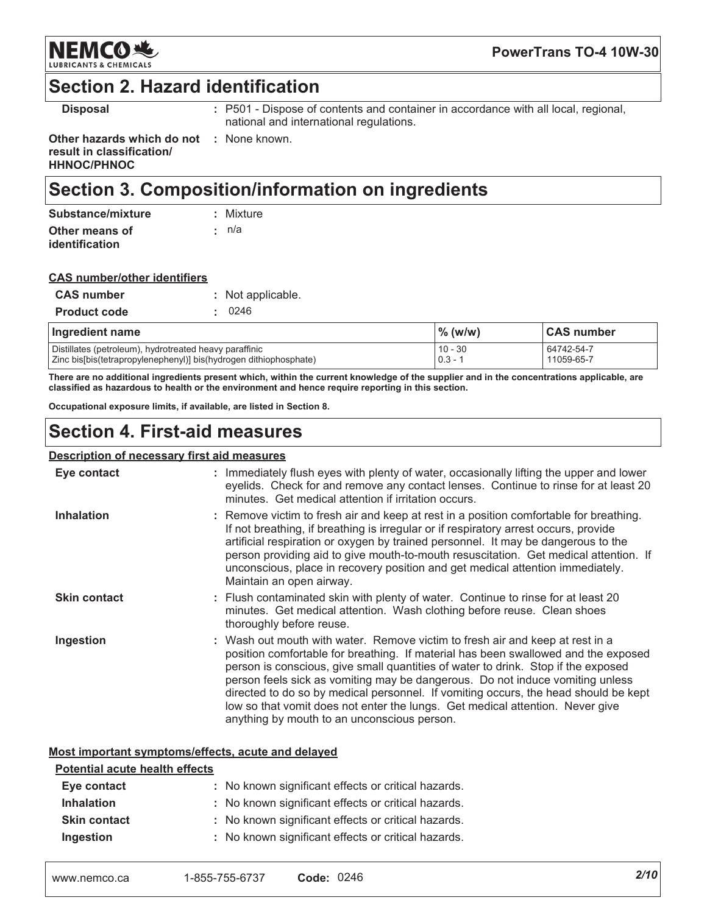## Section 2. Hazard identification

| | |
|---|---|
| **Disposal** | : P501 - Dispose of contents and container in accordance with all local, regional, national and international regulations. |
| **Other hazards which do not result in classification/ HHNOC/PHNOC** | : None known. |

## Section 3. Composition/information on ingredients

| | |
|---|---|
| **Substance/mixture** | : Mixture |
| **Other means of identification** | : n/a |

**CAS number/other identifiers**

| | |
|---|---|
| **CAS number** | : Not applicable. |
| **Product code** | : 0246 |

| Ingredient name | % (w/w) | CAS number |
|---|---|---|
| Distillates (petroleum), hydrotreated heavy paraffinic | 10 - 30 | 64742-54-7 |
| Zinc bis[bis(tetrapropylenephenyl)] bis(hydrogen dithiophosphate) | 0.3 - 1 | 11059-65-7 |

**There are no additional ingredients present which, within the current knowledge of the supplier and in the concentrations applicable, are classified as hazardous to health or the environment and hence require reporting in this section.**

**Occupational exposure limits, if available, are listed in Section 8.**

## Section 4. First-aid measures

**Description of necessary first aid measures**

| | |
|---|---|
| **Eye contact** | : Immediately flush eyes with plenty of water, occasionally lifting the upper and lower eyelids. Check for and remove any contact lenses. Continue to rinse for at least 20 minutes. Get medical attention if irritation occurs. |
| **Inhalation** | : Remove victim to fresh air and keep at rest in a position comfortable for breathing. If not breathing, if breathing is irregular or if respiratory arrest occurs, provide artificial respiration or oxygen by trained personnel. It may be dangerous to the person providing aid to give mouth-to-mouth resuscitation. Get medical attention. If unconscious, place in recovery position and get medical attention immediately. Maintain an open airway. |
| **Skin contact** | : Flush contaminated skin with plenty of water. Continue to rinse for at least 20 minutes. Get medical attention. Wash clothing before reuse. Clean shoes thoroughly before reuse. |
| **Ingestion** | : Wash out mouth with water. Remove victim to fresh air and keep at rest in a position comfortable for breathing. If material has been swallowed and the exposed person is conscious, give small quantities of water to drink. Stop if the exposed person feels sick as vomiting may be dangerous. Do not induce vomiting unless directed to do so by medical personnel. If vomiting occurs, the head should be kept low so that vomit does not enter the lungs. Get medical attention. Never give anything by mouth to an unconscious person. |

**Most important symptoms/effects, acute and delayed**

**Potential acute health effects**

| | |
|---|---|
| **Eye contact** | : No known significant effects or critical hazards. |
| **Inhalation** | : No known significant effects or critical hazards. |
| **Skin contact** | : No known significant effects or critical hazards. |
| **Ingestion** | : No known significant effects or critical hazards. |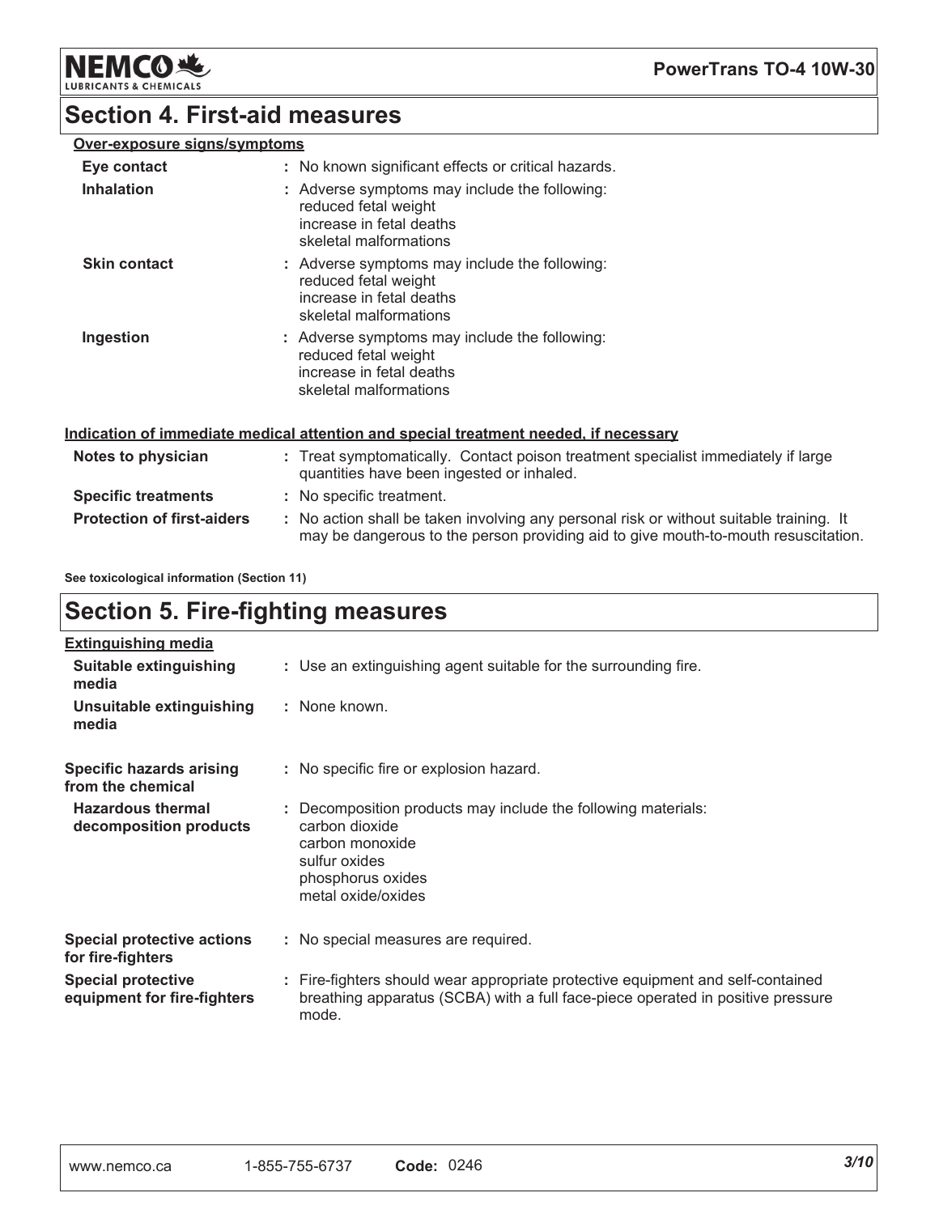## Section 4. First-aid measures

**Over-exposure signs/symptoms**

| | |
|---|---|
| **Eye contact** | : No known significant effects or critical hazards. |
| **Inhalation** | : Adverse symptoms may include the following: reduced fetal weight increase in fetal deaths skeletal malformations |
| **Skin contact** | : Adverse symptoms may include the following: reduced fetal weight increase in fetal deaths skeletal malformations |
| **Ingestion** | : Adverse symptoms may include the following: reduced fetal weight increase in fetal deaths skeletal malformations |

**Indication of immediate medical attention and special treatment needed, if necessary**

| | |
|---|---|
| **Notes to physician** | : Treat symptomatically. Contact poison treatment specialist immediately if large quantities have been ingested or inhaled. |
| **Specific treatments** | : No specific treatment. |
| **Protection of first-aiders** | : No action shall be taken involving any personal risk or without suitable training. It may be dangerous to the person providing aid to give mouth-to-mouth resuscitation. |

**See toxicological information (Section 11)**

## Section 5. Fire-fighting measures

**Extinguishing media**

| | |
|---|---|
| **Suitable extinguishing media** | : Use an extinguishing agent suitable for the surrounding fire. |
| **Unsuitable extinguishing media** | : None known. |
| **Specific hazards arising from the chemical** | : No specific fire or explosion hazard. |
| **Hazardous thermal decomposition products** | : Decomposition products may include the following materials: carbon dioxide carbon monoxide sulfur oxides phosphorus oxides metal oxide/oxides |
| **Special protective actions for fire-fighters** | : No special measures are required. |
| **Special protective equipment for fire-fighters** | : Fire-fighters should wear appropriate protective equipment and self-contained breathing apparatus (SCBA) with a full face-piece operated in positive pressure mode. |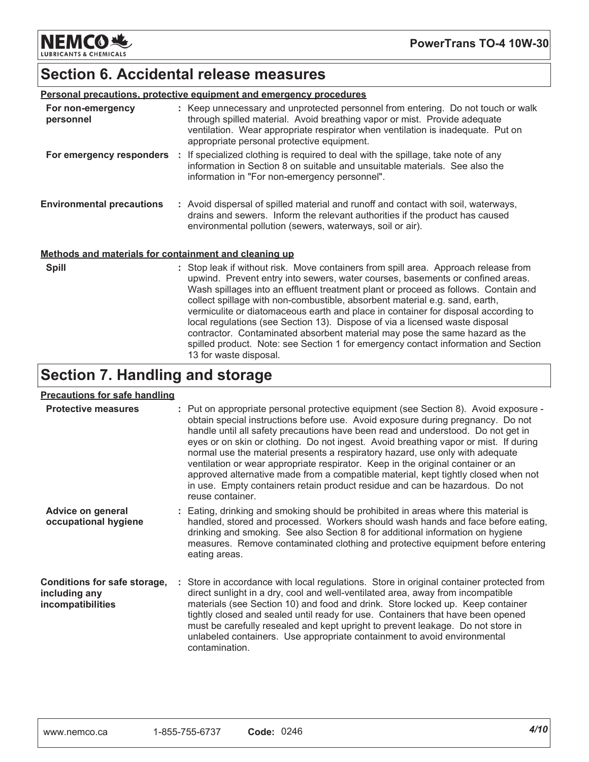## Section 6. Accidental release measures

**Personal precautions, protective equipment and emergency procedures**

**For non-emergency personnel** : Keep unnecessary and unprotected personnel from entering. Do not touch or walk through spilled material. Avoid breathing vapor or mist. Provide adequate ventilation. Wear appropriate respirator when ventilation is inadequate. Put on appropriate personal protective equipment.

**For emergency responders** : If specialized clothing is required to deal with the spillage, take note of any information in Section 8 on suitable and unsuitable materials. See also the information in "For non-emergency personnel".

**Environmental precautions** : Avoid dispersal of spilled material and runoff and contact with soil, waterways, drains and sewers. Inform the relevant authorities if the product has caused environmental pollution (sewers, waterways, soil or air).

**Methods and materials for containment and cleaning up**

**Spill** : Stop leak if without risk. Move containers from spill area. Approach release from upwind. Prevent entry into sewers, water courses, basements or confined areas. Wash spillages into an effluent treatment plant or proceed as follows. Contain and collect spillage with non-combustible, absorbent material e.g. sand, earth, vermiculite or diatomaceous earth and place in container for disposal according to local regulations (see Section 13). Dispose of via a licensed waste disposal contractor. Contaminated absorbent material may pose the same hazard as the spilled product. Note: see Section 1 for emergency contact information and Section 13 for waste disposal.

## Section 7. Handling and storage

**Precautions for safe handling**

**Protective measures** : Put on appropriate personal protective equipment (see Section 8). Avoid exposure - obtain special instructions before use. Avoid exposure during pregnancy. Do not handle until all safety precautions have been read and understood. Do not get in eyes or on skin or clothing. Do not ingest. Avoid breathing vapor or mist. If during normal use the material presents a respiratory hazard, use only with adequate ventilation or wear appropriate respirator. Keep in the original container or an approved alternative made from a compatible material, kept tightly closed when not in use. Empty containers retain product residue and can be hazardous. Do not reuse container.

**Advice on general occupational hygiene** : Eating, drinking and smoking should be prohibited in areas where this material is handled, stored and processed. Workers should wash hands and face before eating, drinking and smoking. See also Section 8 for additional information on hygiene measures. Remove contaminated clothing and protective equipment before entering eating areas.

**Conditions for safe storage, including any incompatibilities** : Store in accordance with local regulations. Store in original container protected from direct sunlight in a dry, cool and well-ventilated area, away from incompatible materials (see Section 10) and food and drink. Store locked up. Keep container tightly closed and sealed until ready for use. Containers that have been opened must be carefully resealed and kept upright to prevent leakage. Do not store in unlabeled containers. Use appropriate containment to avoid environmental contamination.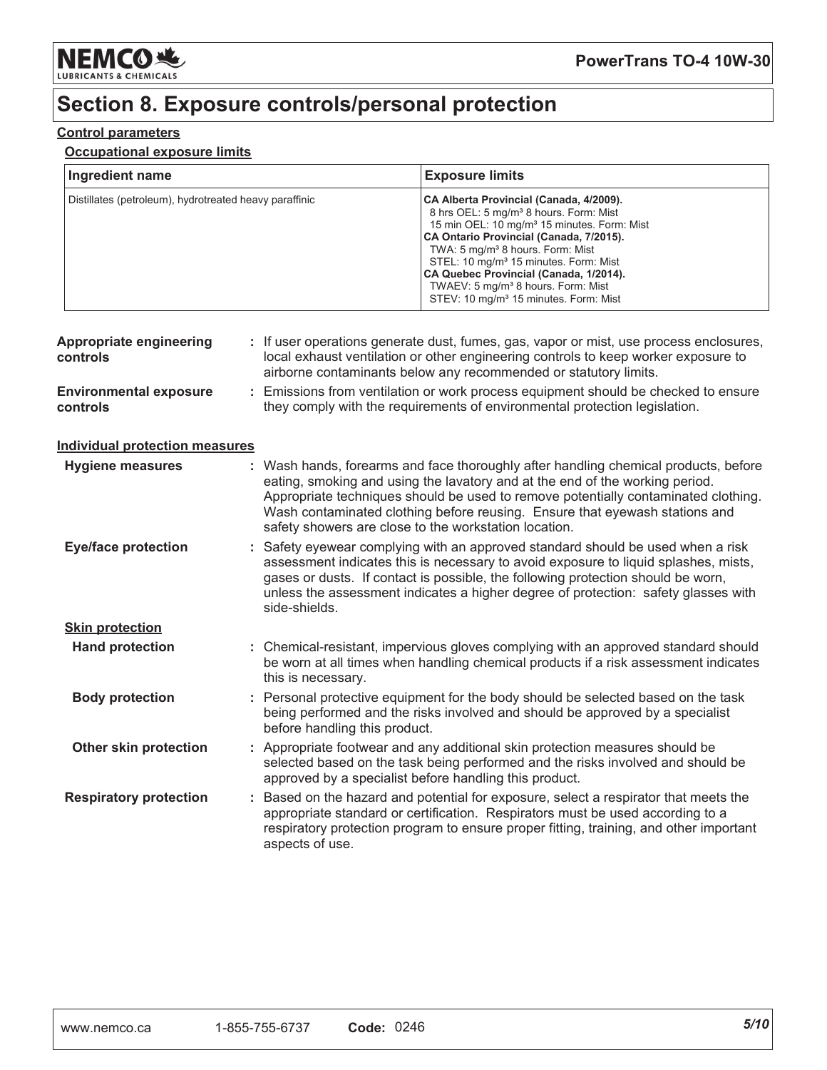# Section 8. Exposure controls/personal protection

### Control parameters

#### Occupational exposure limits

| Ingredient name | Exposure limits |
| --- | --- |
| Distillates (petroleum), hydrotreated heavy paraffinic | **CA Alberta Provincial (Canada, 4/2009).**<br>8 hrs OEL: 5 mg/m³ 8 hours. Form: Mist<br>15 min OEL: 10 mg/m³ 15 minutes. Form: Mist<br>**CA Ontario Provincial (Canada, 7/2015).**<br>TWA: 5 mg/m³ 8 hours. Form: Mist<br>STEL: 10 mg/m³ 15 minutes. Form: Mist<br>**CA Quebec Provincial (Canada, 1/2014).**<br>TWAEV: 5 mg/m³ 8 hours. Form: Mist<br>STEV: 10 mg/m³ 15 minutes. Form: Mist |

**Appropriate engineering controls** : If user operations generate dust, fumes, gas, vapor or mist, use process enclosures, local exhaust ventilation or other engineering controls to keep worker exposure to airborne contaminants below any recommended or statutory limits.

**Environmental exposure controls** : Emissions from ventilation or work process equipment should be checked to ensure they comply with the requirements of environmental protection legislation.

### Individual protection measures

**Hygiene measures** : Wash hands, forearms and face thoroughly after handling chemical products, before eating, smoking and using the lavatory and at the end of the working period. Appropriate techniques should be used to remove potentially contaminated clothing. Wash contaminated clothing before reusing. Ensure that eyewash stations and safety showers are close to the workstation location.

**Eye/face protection** : Safety eyewear complying with an approved standard should be used when a risk assessment indicates this is necessary to avoid exposure to liquid splashes, mists, gases or dusts. If contact is possible, the following protection should be worn, unless the assessment indicates a higher degree of protection: safety glasses with side-shields.

#### Skin protection

**Hand protection** : Chemical-resistant, impervious gloves complying with an approved standard should be worn at all times when handling chemical products if a risk assessment indicates this is necessary.

**Body protection** : Personal protective equipment for the body should be selected based on the task being performed and the risks involved and should be approved by a specialist before handling this product.

**Other skin protection** : Appropriate footwear and any additional skin protection measures should be selected based on the task being performed and the risks involved and should be approved by a specialist before handling this product.

**Respiratory protection** : Based on the hazard and potential for exposure, select a respirator that meets the appropriate standard or certification. Respirators must be used according to a respiratory protection program to ensure proper fitting, training, and other important aspects of use.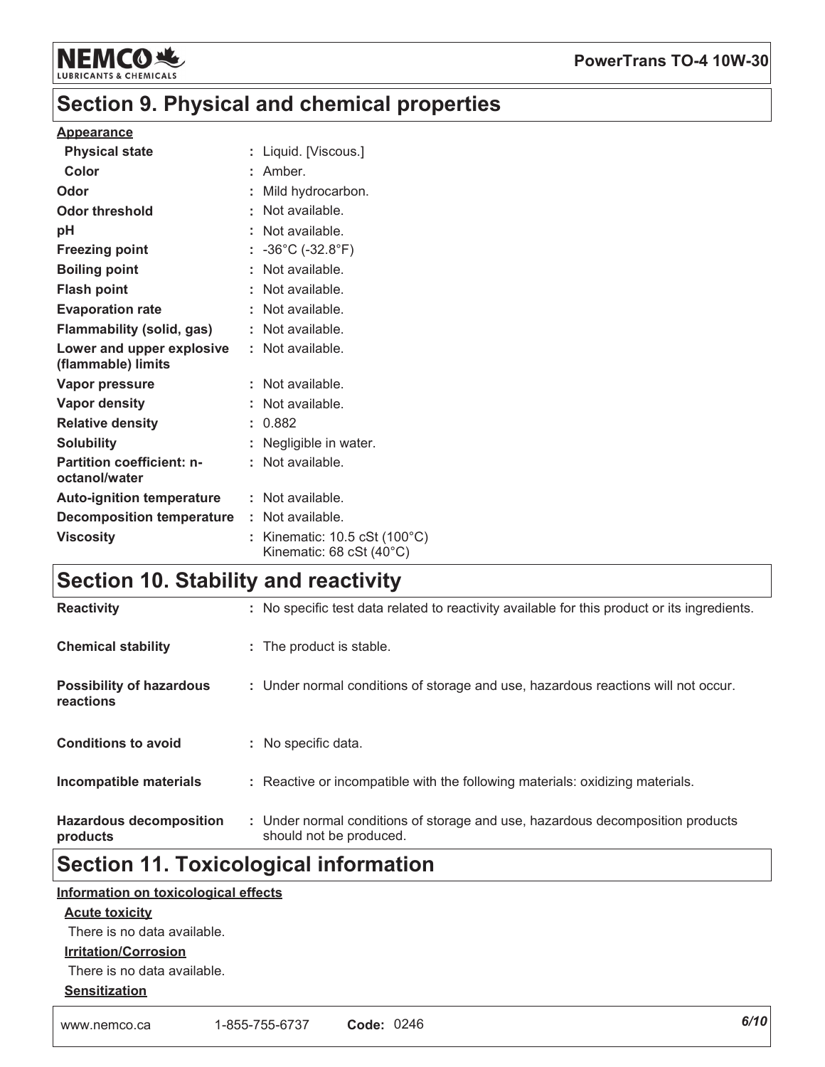# Section 9. Physical and chemical properties

**Appearance**

| | |
|---|---|
| **Physical state** | : Liquid. [Viscous.] |
| **Color** | : Amber. |
| **Odor** | : Mild hydrocarbon. |
| **Odor threshold** | : Not available. |
| **pH** | : Not available. |
| **Freezing point** | : -36°C (-32.8°F) |
| **Boiling point** | : Not available. |
| **Flash point** | : Not available. |
| **Evaporation rate** | : Not available. |
| **Flammability (solid, gas)** | : Not available. |
| **Lower and upper explosive (flammable) limits** | : Not available. |
| **Vapor pressure** | : Not available. |
| **Vapor density** | : Not available. |
| **Relative density** | : 0.882 |
| **Solubility** | : Negligible in water. |
| **Partition coefficient: n-octanol/water** | : Not available. |
| **Auto-ignition temperature** | : Not available. |
| **Decomposition temperature** | : Not available. |
| **Viscosity** | : Kinematic: 10.5 cSt (100°C)<br>Kinematic: 68 cSt (40°C) |

# Section 10. Stability and reactivity

| | |
|---|---|
| **Reactivity** | : No specific test data related to reactivity available for this product or its ingredients. |
| **Chemical stability** | : The product is stable. |
| **Possibility of hazardous reactions** | : Under normal conditions of storage and use, hazardous reactions will not occur. |
| **Conditions to avoid** | : No specific data. |
| **Incompatible materials** | : Reactive or incompatible with the following materials: oxidizing materials. |
| **Hazardous decomposition products** | : Under normal conditions of storage and use, hazardous decomposition products should not be produced. |

# Section 11. Toxicological information

**Information on toxicological effects**

**Acute toxicity**

There is no data available.

**Irritation/Corrosion**

There is no data available.

**Sensitization**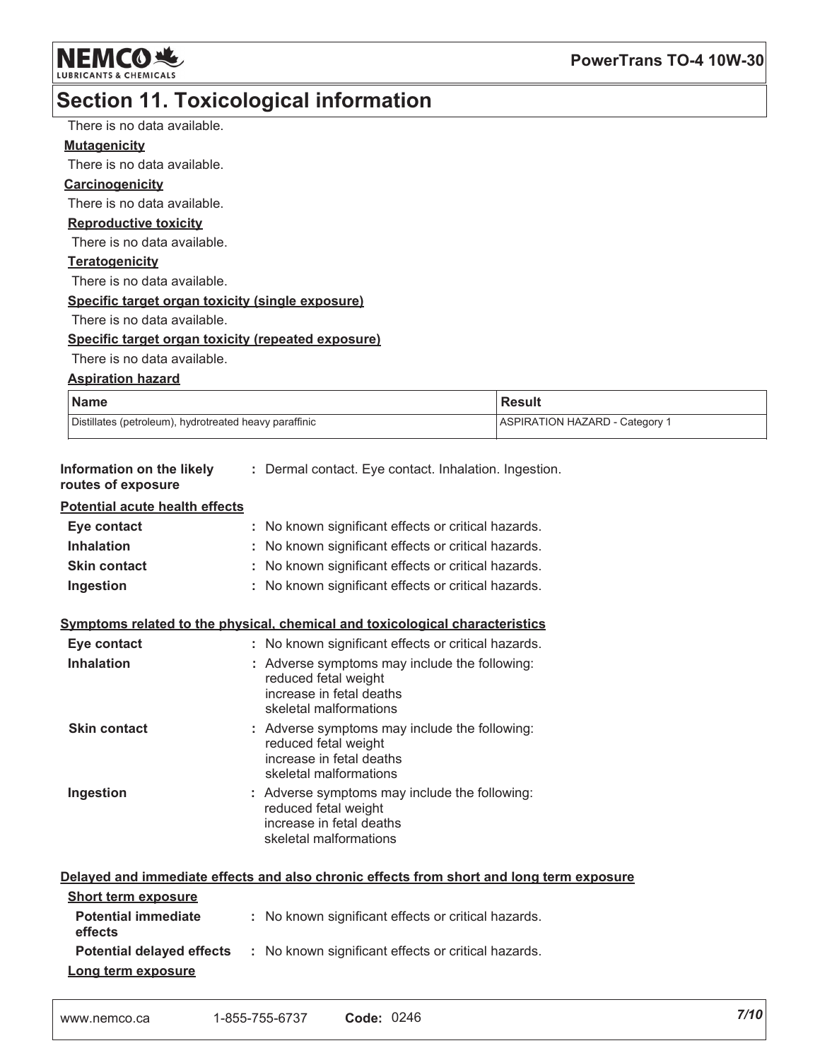## Section 11. Toxicological information

There is no data available.

**Mutagenicity**

There is no data available.

**Carcinogenicity**

There is no data available.

**Reproductive toxicity**

There is no data available.

**Teratogenicity**

There is no data available.

**Specific target organ toxicity (single exposure)**

There is no data available.

**Specific target organ toxicity (repeated exposure)**

There is no data available.

**Aspiration hazard**

| Name | Result |
|---|---|
| Distillates (petroleum), hydrotreated heavy paraffinic | ASPIRATION HAZARD - Category 1 |

**Information on the likely routes of exposure** : Dermal contact. Eye contact. Inhalation. Ingestion.

**Potential acute health effects**

- **Eye contact** : No known significant effects or critical hazards.
- **Inhalation** : No known significant effects or critical hazards.
- **Skin contact** : No known significant effects or critical hazards.
- **Ingestion** : No known significant effects or critical hazards.

**Symptoms related to the physical, chemical and toxicological characteristics**

- **Eye contact** : No known significant effects or critical hazards.
- **Inhalation** : Adverse symptoms may include the following:
  reduced fetal weight
  increase in fetal deaths
  skeletal malformations
- **Skin contact** : Adverse symptoms may include the following:
  reduced fetal weight
  increase in fetal deaths
  skeletal malformations
- **Ingestion** : Adverse symptoms may include the following:
  reduced fetal weight
  increase in fetal deaths
  skeletal malformations

**Delayed and immediate effects and also chronic effects from short and long term exposure**

**Short term exposure**

- **Potential immediate effects** : No known significant effects or critical hazards.
- **Potential delayed effects** : No known significant effects or critical hazards.

**Long term exposure**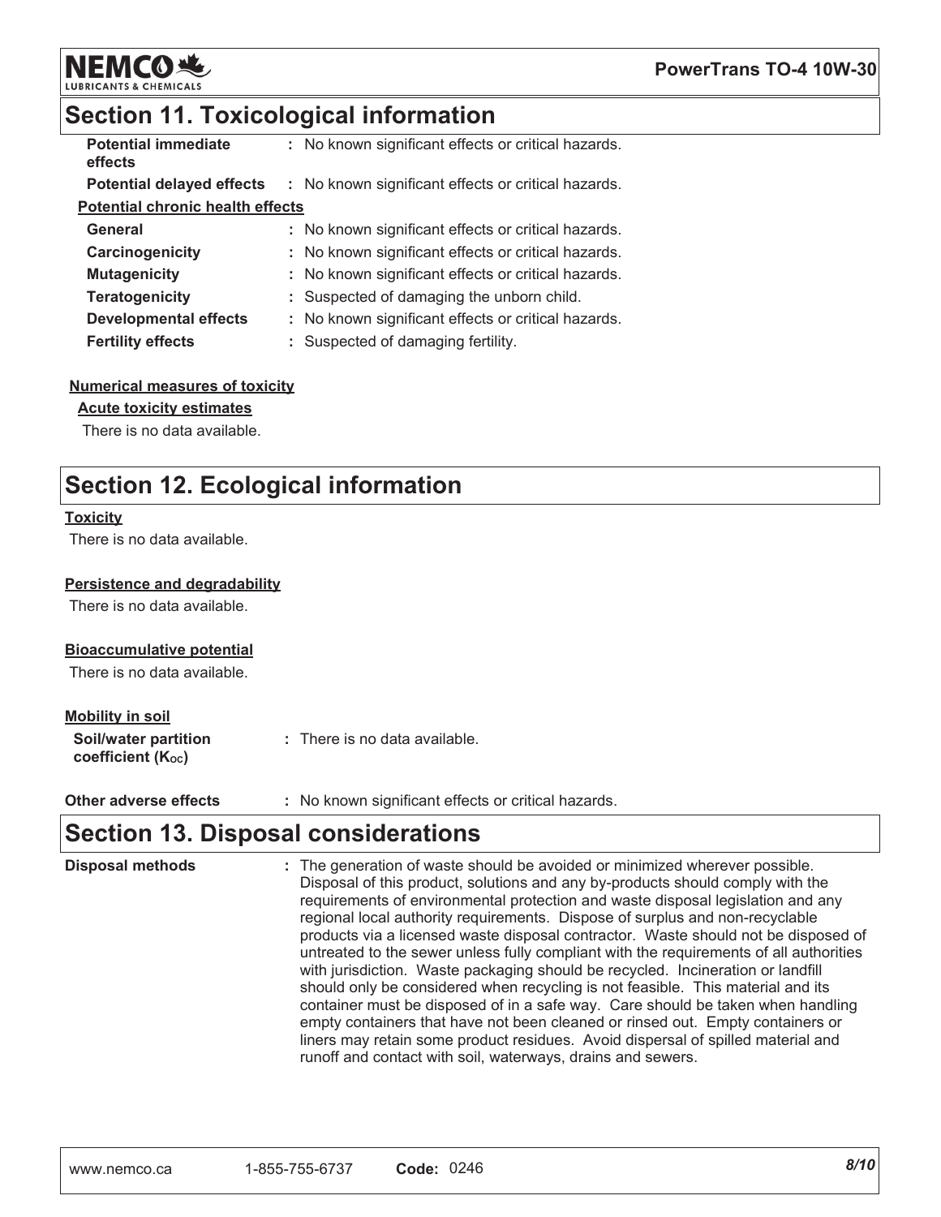## Section 11. Toxicological information

| | |
|---|---|
| **Potential immediate effects** | : No known significant effects or critical hazards. |
| **Potential delayed effects** | : No known significant effects or critical hazards. |

**Potential chronic health effects**

| | |
|---|---|
| **General** | : No known significant effects or critical hazards. |
| **Carcinogenicity** | : No known significant effects or critical hazards. |
| **Mutagenicity** | : No known significant effects or critical hazards. |
| **Teratogenicity** | : Suspected of damaging the unborn child. |
| **Developmental effects** | : No known significant effects or critical hazards. |
| **Fertility effects** | : Suspected of damaging fertility. |

**Numerical measures of toxicity**

**Acute toxicity estimates**

There is no data available.

## Section 12. Ecological information

**Toxicity**

There is no data available.

**Persistence and degradability**

There is no data available.

**Bioaccumulative potential**

There is no data available.

**Mobility in soil**

| | |
|---|---|
| **Soil/water partition coefficient ($K_{OC}$)** | : There is no data available. |
| **Other adverse effects** | : No known significant effects or critical hazards. |

## Section 13. Disposal considerations

**Disposal methods** : The generation of waste should be avoided or minimized wherever possible. Disposal of this product, solutions and any by-products should comply with the requirements of environmental protection and waste disposal legislation and any regional local authority requirements. Dispose of surplus and non-recyclable products via a licensed waste disposal contractor. Waste should not be disposed of untreated to the sewer unless fully compliant with the requirements of all authorities with jurisdiction. Waste packaging should be recycled. Incineration or landfill should only be considered when recycling is not feasible. This material and its container must be disposed of in a safe way. Care should be taken when handling empty containers that have not been cleaned or rinsed out. Empty containers or liners may retain some product residues. Avoid dispersal of spilled material and runoff and contact with soil, waterways, drains and sewers.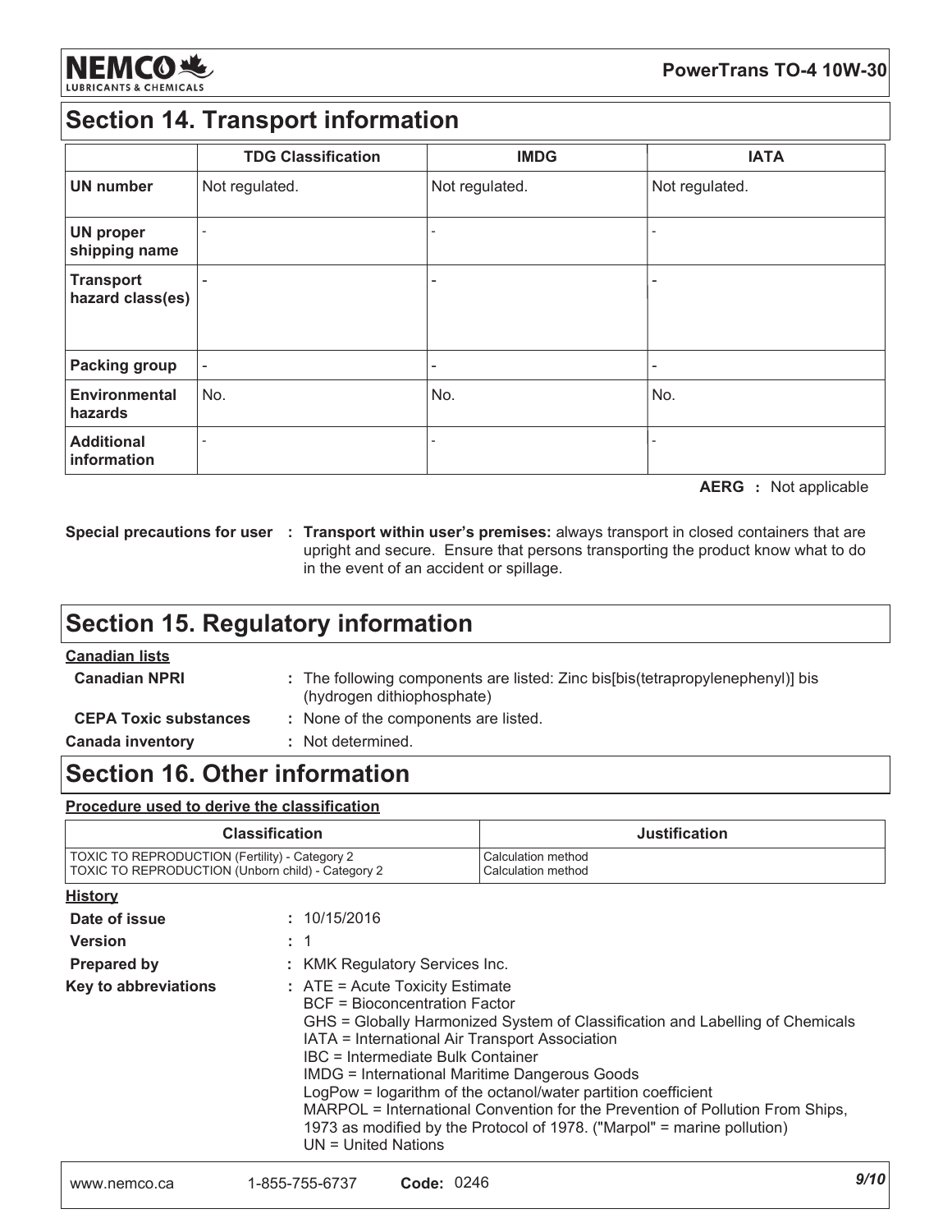## Section 14. Transport information

| | TDG Classification | IMDG | IATA |
|---|---|---|---|
| **UN number** | Not regulated. | Not regulated. | Not regulated. |
| **UN proper shipping name** | - | - | - |
| **Transport hazard class(es)** | - | - | - |
| **Packing group** | - | - | - |
| **Environmental hazards** | No. | No. | No. |
| **Additional information** | - | - | - |

**AERG :** Not applicable

**Special precautions for user :** **Transport within user's premises:** always transport in closed containers that are upright and secure. Ensure that persons transporting the product know what to do in the event of an accident or spillage.

## Section 15. Regulatory information

**Canadian lists**

**Canadian NPRI** : The following components are listed: Zinc bis[bis(tetrapropylenephenyl)] bis (hydrogen dithiophosphate)

**CEPA Toxic substances** : None of the components are listed.

**Canada inventory** : Not determined.

## Section 16. Other information

**Procedure used to derive the classification**

| Classification | Justification |
|---|---|
| TOXIC TO REPRODUCTION (Fertility) - Category 2<br>TOXIC TO REPRODUCTION (Unborn child) - Category 2 | Calculation method<br>Calculation method |

**History**

**Date of issue** : 10/15/2016

**Version** : 1

**Prepared by** : KMK Regulatory Services Inc.

**Key to abbreviations** : ATE = Acute Toxicity Estimate
BCF = Bioconcentration Factor
GHS = Globally Harmonized System of Classification and Labelling of Chemicals
IATA = International Air Transport Association
IBC = Intermediate Bulk Container
IMDG = International Maritime Dangerous Goods
LogPow = logarithm of the octanol/water partition coefficient
MARPOL = International Convention for the Prevention of Pollution From Ships, 1973 as modified by the Protocol of 1978. ("Marpol" = marine pollution)
UN = United Nations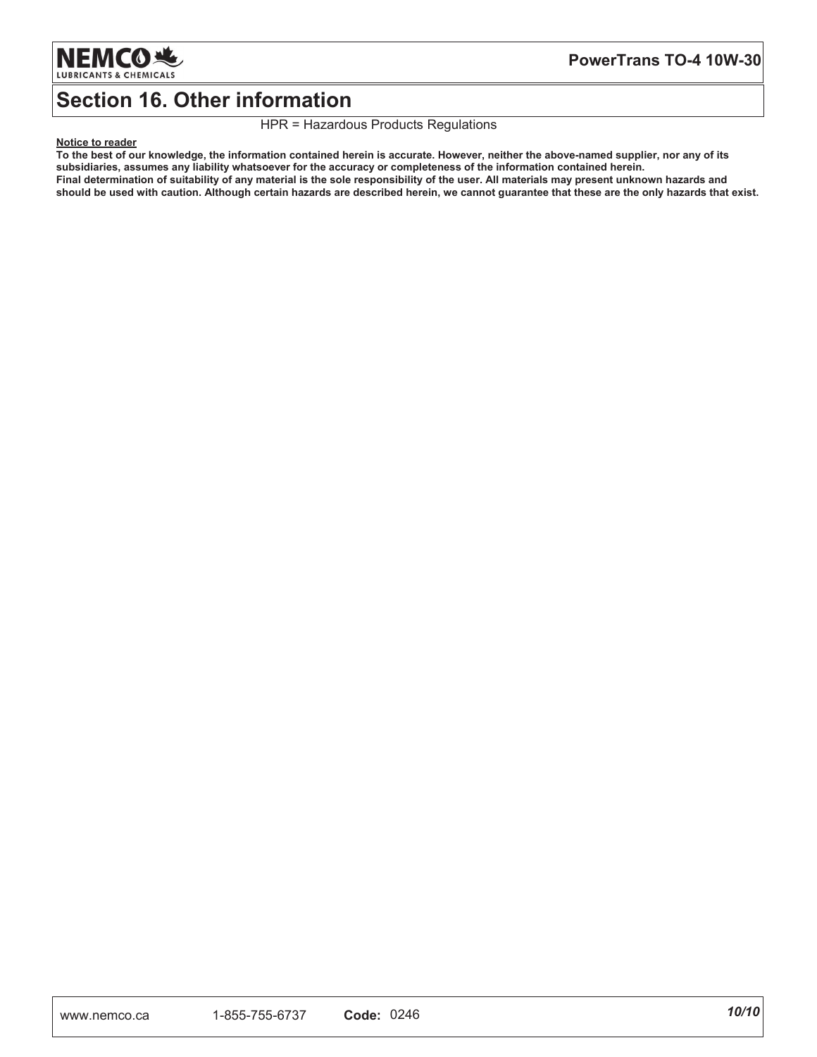# Section 16. Other information

HPR = Hazardous Products Regulations

**Notice to reader**

**To the best of our knowledge, the information contained herein is accurate. However, neither the above-named supplier, nor any of its subsidiaries, assumes any liability whatsoever for the accuracy or completeness of the information contained herein.**
**Final determination of suitability of any material is the sole responsibility of the user. All materials may present unknown hazards and should be used with caution. Although certain hazards are described herein, we cannot guarantee that these are the only hazards that exist.**